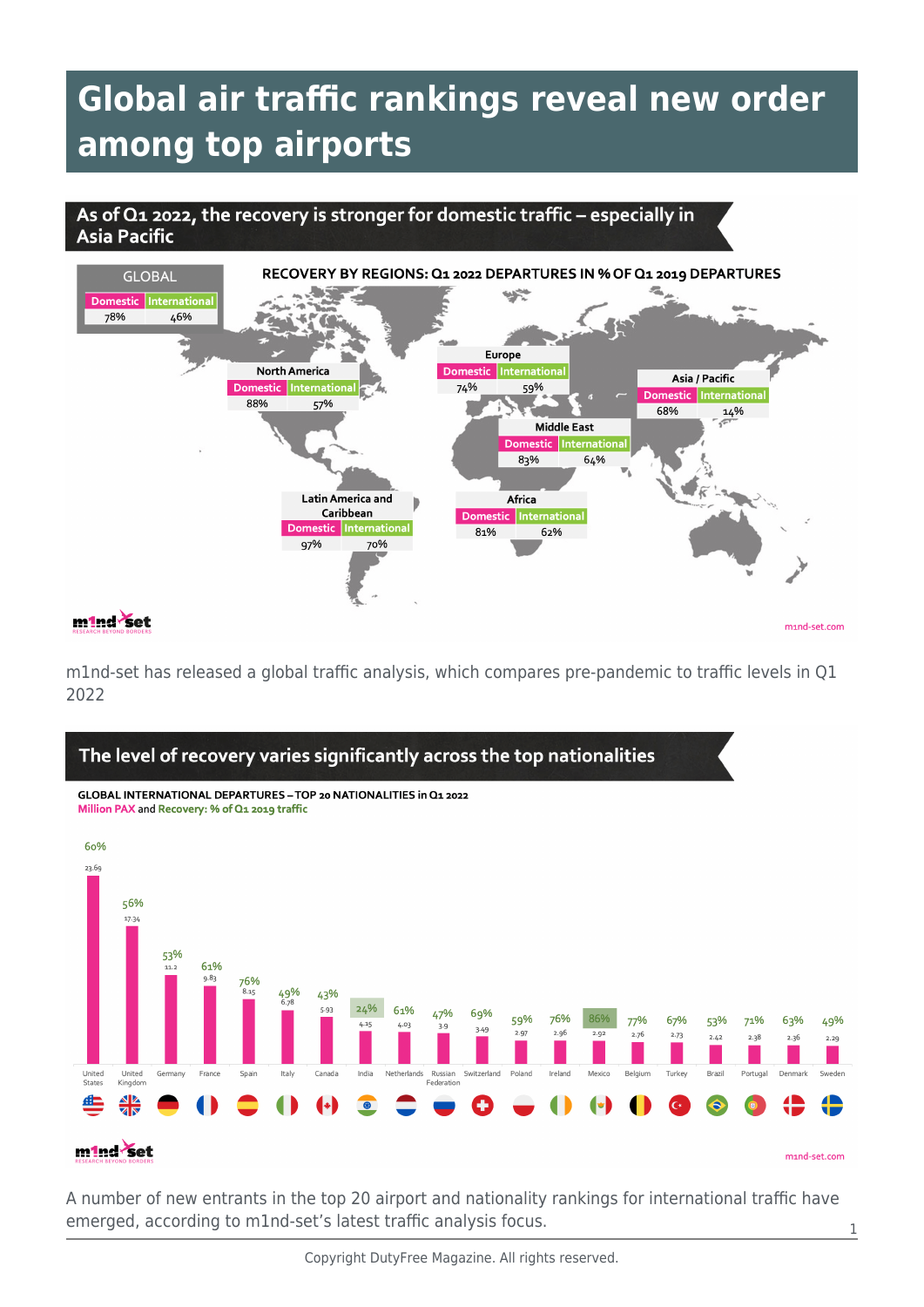# Global air traffic rankings reveal new order among top airports

## As of Q1 2022, the recovery is stronger for domestic traffic – especially in Asia Pacific

**RECOVERY BY REGIONS: Q1 2022 DEPARTURES IN % OF Q1 2019 DEPARTURES**

| Region | Domestic | International |
|---|---|---|
| GLOBAL | 78% | 46% |
| North America | 88% | 57% |
| Europe | 74% | 59% |
| Asia / Pacific | 68% | 14% |
| Middle East | 83% | 64% |
| Latin America and Caribbean | 97% | 70% |
| Africa | 81% | 62% |

m1nd-set RESEARCH BEYOND BORDERS

m1nd-set.com

m1nd-set has released a global traffic analysis, which compares pre-pandemic to traffic levels in Q1 2022

## The level of recovery varies significantly across the top nationalities

**GLOBAL INTERNATIONAL DEPARTURES – TOP 20 NATIONALITIES in Q1 2022**
Million PAX and Recovery: % of Q1 2019 traffic

| Nationality | Million PAX | Recovery |
|---|---|---|
| United States | 23.69 | 60% |
| United Kingdom | 17.34 | 56% |
| Germany | 11.2 | 53% |
| France | 9.83 | 61% |
| Spain | 8.15 | 76% |
| Italy | 6.78 | 49% |
| Canada | 5.93 | 43% |
| India | 4.15 | 24% |
| Netherlands | 4.03 | 61% |
| Russian Federation | 3.9 | 47% |
| Switzerland | 3.49 | 69% |
| Poland | 2.97 | 59% |
| Ireland | 2.96 | 76% |
| Mexico | 2.92 | 86% |
| Belgium | 2.76 | 77% |
| Turkey | 2.73 | 67% |
| Brazil | 2.42 | 53% |
| Portugal | 2.38 | 71% |
| Denmark | 2.36 | 63% |
| Sweden | 2.29 | 49% |

m1nd-set RESEARCH BEYOND BORDERS

m1nd-set.com

A number of new entrants in the top 20 airport and nationality rankings for international traffic have emerged, according to m1nd-set's latest traffic analysis focus.

Copyright DutyFree Magazine. All rights reserved.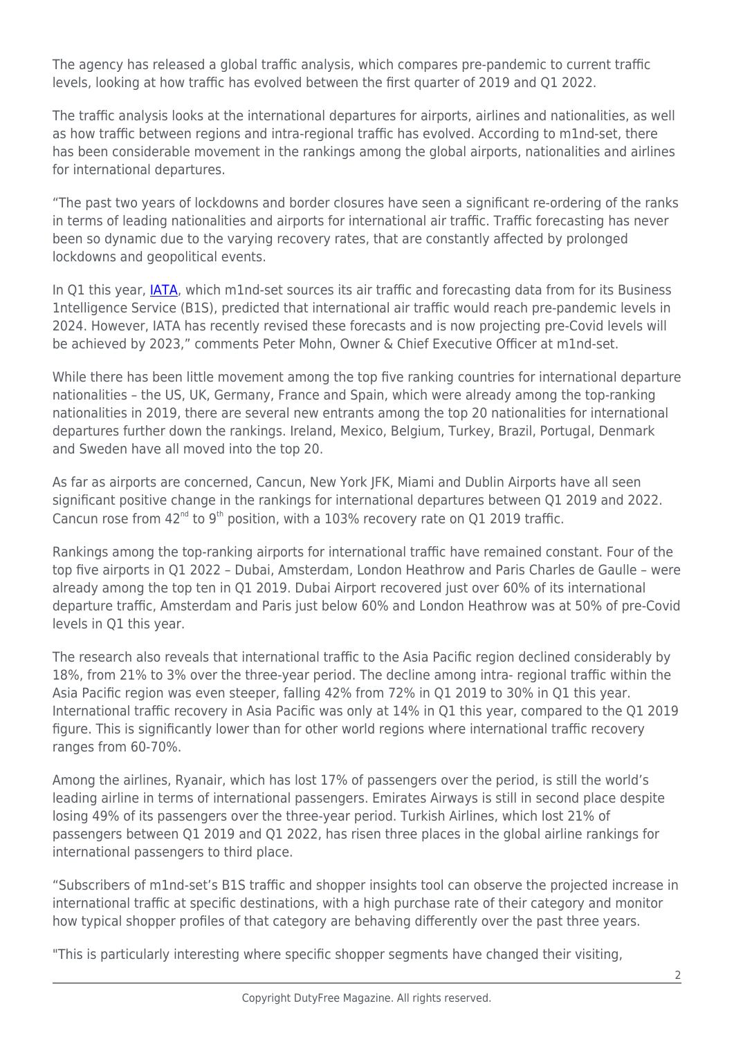The agency has released a global traffic analysis, which compares pre-pandemic to current traffic levels, looking at how traffic has evolved between the first quarter of 2019 and Q1 2022.

The traffic analysis looks at the international departures for airports, airlines and nationalities, as well as how traffic between regions and intra-regional traffic has evolved. According to m1nd-set, there has been considerable movement in the rankings among the global airports, nationalities and airlines for international departures.

“The past two years of lockdowns and border closures have seen a significant re-ordering of the ranks in terms of leading nationalities and airports for international air traffic. Traffic forecasting has never been so dynamic due to the varying recovery rates, that are constantly affected by prolonged lockdowns and geopolitical events.

In Q1 this year, IATA, which m1nd-set sources its air traffic and forecasting data from for its Business 1ntelligence Service (B1S), predicted that international air traffic would reach pre-pandemic levels in 2024. However, IATA has recently revised these forecasts and is now projecting pre-Covid levels will be achieved by 2023,” comments Peter Mohn, Owner & Chief Executive Officer at m1nd-set.

While there has been little movement among the top five ranking countries for international departure nationalities – the US, UK, Germany, France and Spain, which were already among the top-ranking nationalities in 2019, there are several new entrants among the top 20 nationalities for international departures further down the rankings. Ireland, Mexico, Belgium, Turkey, Brazil, Portugal, Denmark and Sweden have all moved into the top 20.

As far as airports are concerned, Cancun, New York JFK, Miami and Dublin Airports have all seen significant positive change in the rankings for international departures between Q1 2019 and 2022. Cancun rose from 42nd to 9th position, with a 103% recovery rate on Q1 2019 traffic.

Rankings among the top-ranking airports for international traffic have remained constant. Four of the top five airports in Q1 2022 – Dubai, Amsterdam, London Heathrow and Paris Charles de Gaulle – were already among the top ten in Q1 2019. Dubai Airport recovered just over 60% of its international departure traffic, Amsterdam and Paris just below 60% and London Heathrow was at 50% of pre-Covid levels in Q1 this year.

The research also reveals that international traffic to the Asia Pacific region declined considerably by 18%, from 21% to 3% over the three-year period. The decline among intra- regional traffic within the Asia Pacific region was even steeper, falling 42% from 72% in Q1 2019 to 30% in Q1 this year. International traffic recovery in Asia Pacific was only at 14% in Q1 this year, compared to the Q1 2019 figure. This is significantly lower than for other world regions where international traffic recovery ranges from 60-70%.

Among the airlines, Ryanair, which has lost 17% of passengers over the period, is still the world’s leading airline in terms of international passengers. Emirates Airways is still in second place despite losing 49% of its passengers over the three-year period. Turkish Airlines, which lost 21% of passengers between Q1 2019 and Q1 2022, has risen three places in the global airline rankings for international passengers to third place.

“Subscribers of m1nd-set’s B1S traffic and shopper insights tool can observe the projected increase in international traffic at specific destinations, with a high purchase rate of their category and monitor how typical shopper profiles of that category are behaving differently over the past three years.

"This is particularly interesting where specific shopper segments have changed their visiting,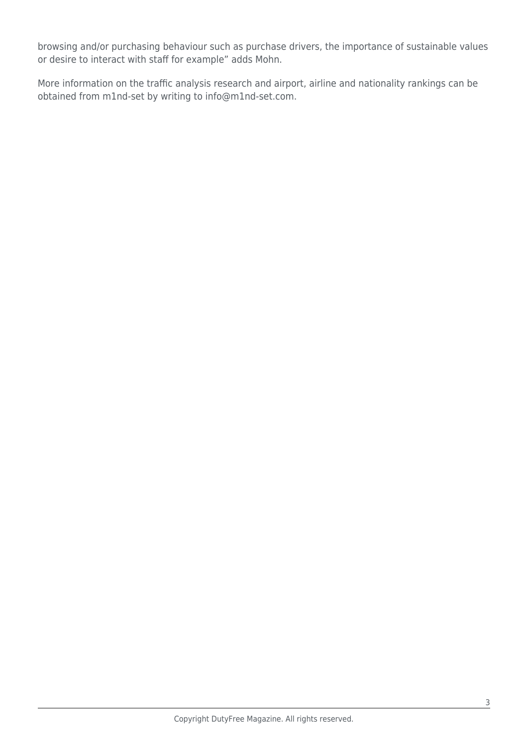browsing and/or purchasing behaviour such as purchase drivers, the importance of sustainable values or desire to interact with staff for example" adds Mohn.

More information on the traffic analysis research and airport, airline and nationality rankings can be obtained from m1nd-set by writing to info@m1nd-set.com.